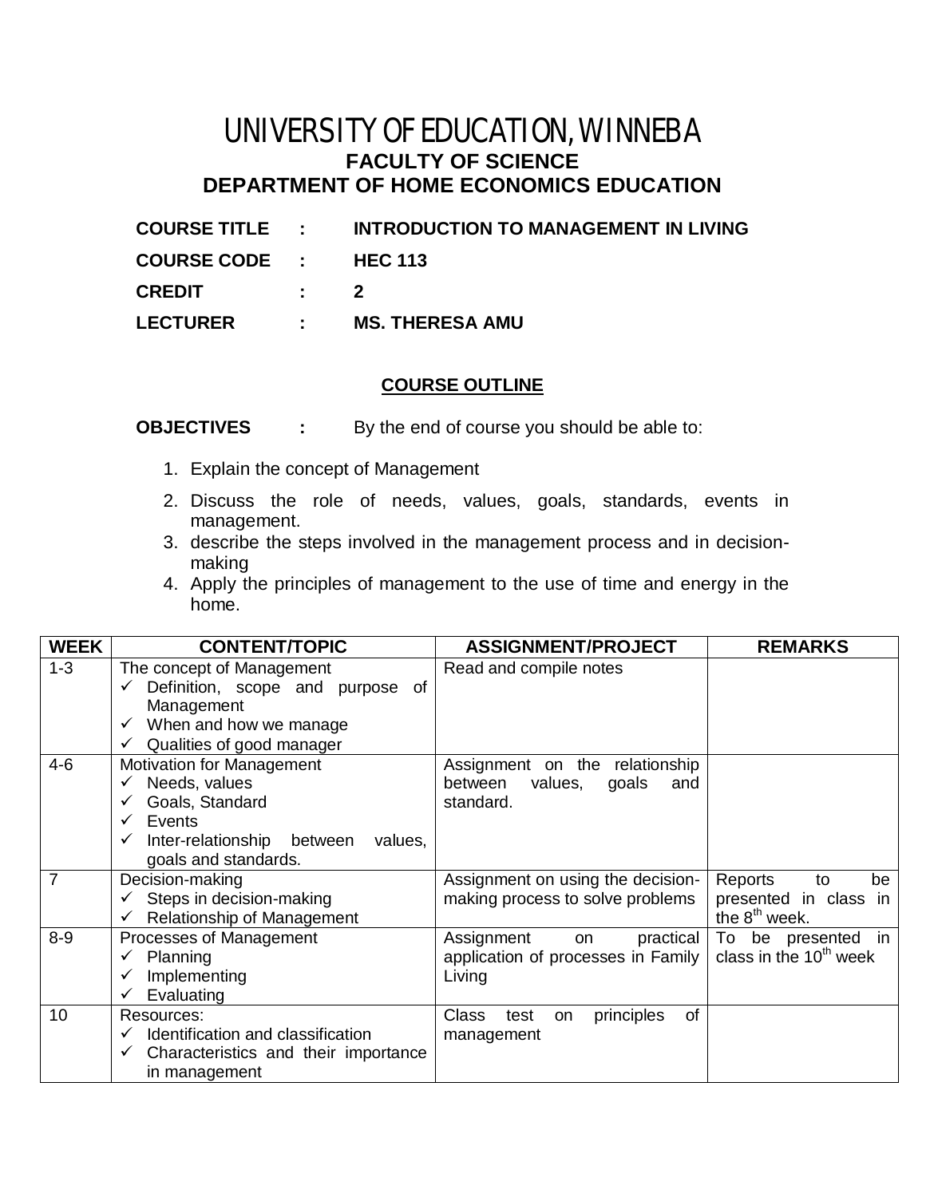# UNIVERSITY OF EDUCATION, WINNEBA

## FACULTY OF SCIENCE

## DEPARTMENT OF HOME ECONOMICS EDUCATION

**COURSE TITLE : INTRODUCTION TO MANAGEMENT IN LIVING**

**COURSE CODE : HEC 113**

**CREDIT : 2**

**LECTURER : MS. THERESA AMU**

### COURSE OUTLINE

**OBJECTIVES :** By the end of course you should be able to:

1. Explain the concept of Management
2. Discuss the role of needs, values, goals, standards, events in management.
3. describe the steps involved in the management process and in decision-making
4. Apply the principles of management to the use of time and energy in the home.

| WEEK | CONTENT/TOPIC | ASSIGNMENT/PROJECT | REMARKS |
|---|---|---|---|
| 1-3 | The concept of Management<br>✓ Definition, scope and purpose of Management<br>✓ When and how we manage<br>✓ Qualities of good manager | Read and compile notes | |
| 4-6 | Motivation for Management<br>✓ Needs, values<br>✓ Goals, Standard<br>✓ Events<br>✓ Inter-relationship between values, goals and standards. | Assignment on the relationship between values, goals and standard. | |
| 7 | Decision-making<br>✓ Steps in decision-making<br>✓ Relationship of Management | Assignment on using the decision-making process to solve problems | Reports to be presented in class in the 8th week. |
| 8-9 | Processes of Management<br>✓ Planning<br>✓ Implementing<br>✓ Evaluating | Assignment on practical application of processes in Family Living | To be presented in class in the 10th week |
| 10 | Resources:<br>✓ Identification and classification<br>✓ Characteristics and their importance in management | Class test on principles of management | |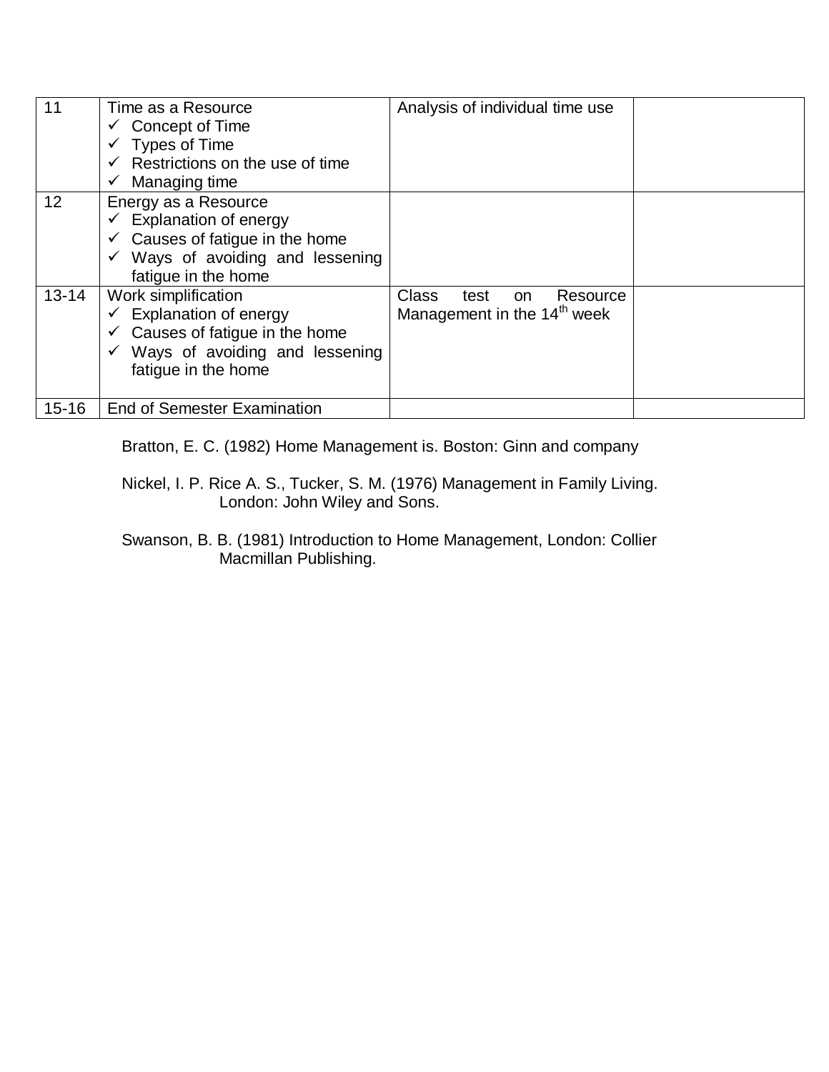| | | | |
|---|---|---|---|
| 11 | Time as a Resource<br>✓ Concept of Time<br>✓ Types of Time<br>✓ Restrictions on the use of time<br>✓ Managing time | Analysis of individual time use | |
| 12 | Energy as a Resource<br>✓ Explanation of energy<br>✓ Causes of fatigue in the home<br>✓ Ways of avoiding and lessening fatigue in the home | | |
| 13-14 | Work simplification<br>✓ Explanation of energy<br>✓ Causes of fatigue in the home<br>✓ Ways of avoiding and lessening fatigue in the home | Class test on Resource Management in the 14th week | |
| 15-16 | End of Semester Examination | | |

Bratton, E. C. (1982) Home Management is. Boston: Ginn and company

Nickel, I. P. Rice A. S., Tucker, S. M. (1976) Management in Family Living. London: John Wiley and Sons.

Swanson, B. B. (1981) Introduction to Home Management, London: Collier Macmillan Publishing.